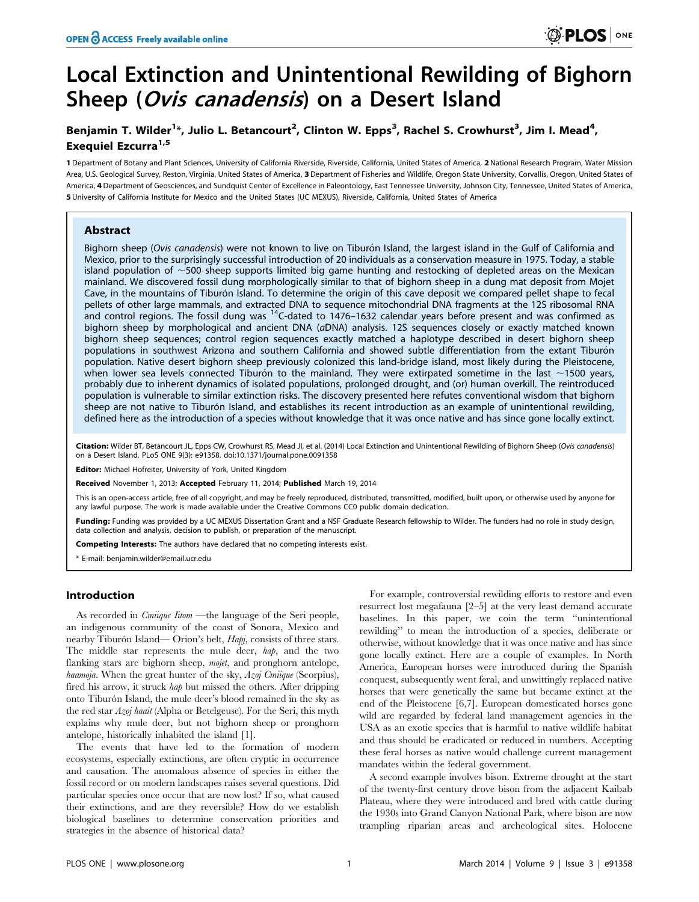# Local Extinction and Unintentional Rewilding of Bighorn Sheep (*Ovis canadensis*) on a Desert Island

**Benjamin T. Wilder[1]*, Julio L. Betancourt[2], Clinton W. Epps[3], Rachel S. Crowhurst[3], Jim I. Mead[4], Exequiel Ezcurra[1,5]**

1 Department of Botany and Plant Sciences, University of California Riverside, Riverside, California, United States of America, 2 National Research Program, Water Mission Area, U.S. Geological Survey, Reston, Virginia, United States of America, 3 Department of Fisheries and Wildlife, Oregon State University, Corvallis, Oregon, United States of America, 4 Department of Geosciences, and Sundquist Center of Excellence in Paleontology, East Tennessee University, Johnson City, Tennessee, United States of America, 5 University of California Institute for Mexico and the United States (UC MEXUS), Riverside, California, United States of America

## Abstract

Bighorn sheep (*Ovis canadensis*) were not known to live on Tiburón Island, the largest island in the Gulf of California and Mexico, prior to the surprisingly successful introduction of 20 individuals as a conservation measure in 1975. Today, a stable island population of ~500 sheep supports limited big game hunting and restocking of depleted areas on the Mexican mainland. We discovered fossil dung morphologically similar to that of bighorn sheep in a dung mat deposit from Mojet Cave, in the mountains of Tiburón Island. To determine the origin of this cave deposit we compared pellet shape to fecal pellets of other large mammals, and extracted DNA to sequence mitochondrial DNA fragments at the 12S ribosomal RNA and control regions. The fossil dung was $^{14}$C-dated to 1476–1632 calendar years before present and was confirmed as bighorn sheep by morphological and ancient DNA (*a*DNA) analysis. 12S sequences closely or exactly matched known bighorn sheep sequences; control region sequences exactly matched a haplotype described in desert bighorn sheep populations in southwest Arizona and southern California and showed subtle differentiation from the extant Tiburón population. Native desert bighorn sheep previously colonized this land-bridge island, most likely during the Pleistocene, when lower sea levels connected Tiburón to the mainland. They were extirpated sometime in the last ~1500 years, probably due to inherent dynamics of isolated populations, prolonged drought, and (or) human overkill. The reintroduced population is vulnerable to similar extinction risks. The discovery presented here refutes conventional wisdom that bighorn sheep are not native to Tiburón Island, and establishes its recent introduction as an example of unintentional rewilding, defined here as the introduction of a species without knowledge that it was once native and has since gone locally extinct.

**Citation:** Wilder BT, Betancourt JL, Epps CW, Crowhurst RS, Mead JI, et al. (2014) Local Extinction and Unintentional Rewilding of Bighorn Sheep (*Ovis canadensis*) on a Desert Island. PLoS ONE 9(3): e91358. doi:10.1371/journal.pone.0091358

**Editor:** Michael Hofreiter, University of York, United Kingdom

**Received** November 1, 2013; **Accepted** February 11, 2014; **Published** March 19, 2014

This is an open-access article, free of all copyright, and may be freely reproduced, distributed, transmitted, modified, built upon, or otherwise used by anyone for any lawful purpose. The work is made available under the Creative Commons CC0 public domain dedication.

**Funding:** Funding was provided by a UC MEXUS Dissertation Grant and a NSF Graduate Research fellowship to Wilder. The funders had no role in study design, data collection and analysis, decision to publish, or preparation of the manuscript.

**Competing Interests:** The authors have declared that no competing interests exist.

* E-mail: benjamin.wilder@email.ucr.edu

## Introduction

As recorded in *Cmiique Iitom* —the language of the Seri people, an indigenous community of the coast of Sonora, Mexico and nearby Tiburón Island— Orion's belt, *Hapj*, consists of three stars. The middle star represents the mule deer, *hap*, and the two flanking stars are bighorn sheep, *mojet*, and pronghorn antelope, *haamoja*. When the great hunter of the sky, *Azoj Cmiique* (Scorpius), fired his arrow, it struck *hap* but missed the others. After dripping onto Tiburón Island, the mule deer's blood remained in the sky as the red star *Azoj haait* (Alpha or Betelgeuse). For the Seri, this myth explains why mule deer, but not bighorn sheep or pronghorn antelope, historically inhabited the island [1].

The events that have led to the formation of modern ecosystems, especially extinctions, are often cryptic in occurrence and causation. The anomalous absence of species in either the fossil record or on modern landscapes raises several questions. Did particular species once occur that are now lost? If so, what caused their extinctions, and are they reversible? How do we establish biological baselines to determine conservation priorities and strategies in the absence of historical data?

For example, controversial rewilding efforts to restore and even resurrect lost megafauna [2–5] at the very least demand accurate baselines. In this paper, we coin the term "unintentional rewilding" to mean the introduction of a species, deliberate or otherwise, without knowledge that it was once native and has since gone locally extinct. Here are a couple of examples. In North America, European horses were introduced during the Spanish conquest, subsequently went feral, and unwittingly replaced native horses that were genetically the same but became extinct at the end of the Pleistocene [6,7]. European domesticated horses gone wild are regarded by federal land management agencies in the USA as an exotic species that is harmful to native wildlife habitat and thus should be eradicated or reduced in numbers. Accepting these feral horses as native would challenge current management mandates within the federal government.

A second example involves bison. Extreme drought at the start of the twenty-first century drove bison from the adjacent Kaibab Plateau, where they were introduced and bred with cattle during the 1930s into Grand Canyon National Park, where bison are now trampling riparian areas and archeological sites. Holocene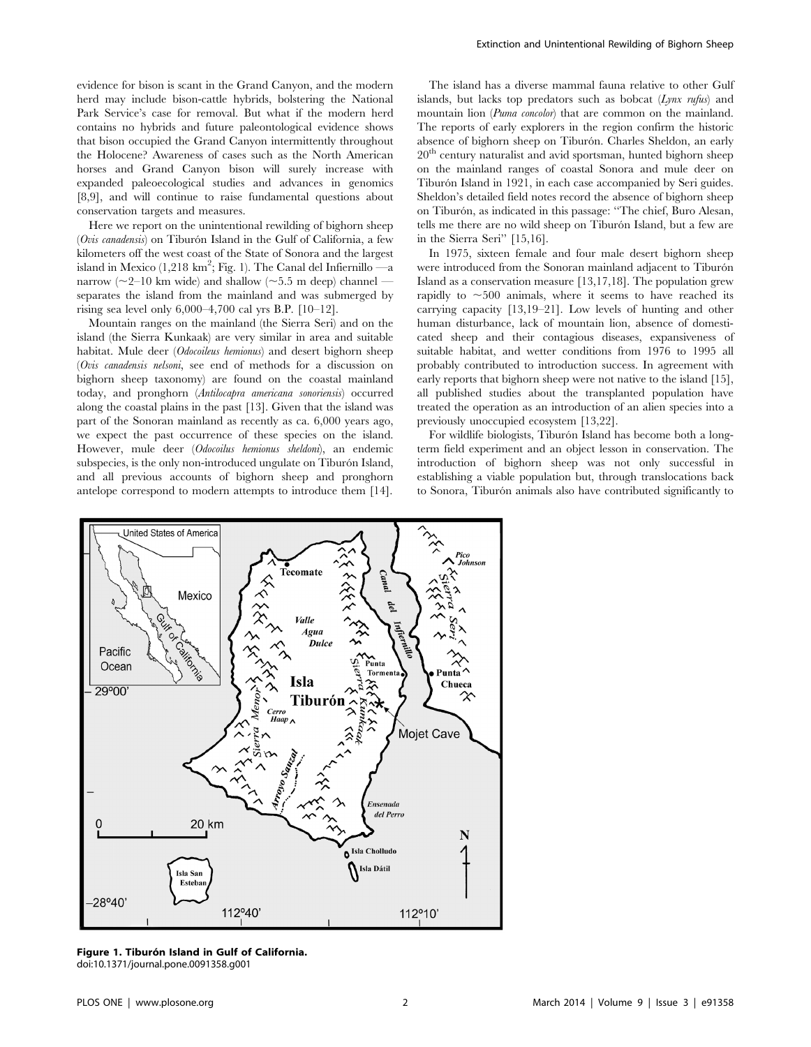evidence for bison is scant in the Grand Canyon, and the modern herd may include bison-cattle hybrids, bolstering the National Park Service's case for removal. But what if the modern herd contains no hybrids and future paleontological evidence shows that bison occupied the Grand Canyon intermittently throughout the Holocene? Awareness of cases such as the North American horses and Grand Canyon bison will surely increase with expanded paleoecological studies and advances in genomics [8,9], and will continue to raise fundamental questions about conservation targets and measures.

Here we report on the unintentional rewilding of bighorn sheep (*Ovis canadensis*) on Tiburón Island in the Gulf of California, a few kilometers off the west coast of the State of Sonora and the largest island in Mexico (1,218 km$^2$; Fig. 1). The Canal del Infiernillo —a narrow (~2–10 km wide) and shallow (~5.5 m deep) channel — separates the island from the mainland and was submerged by rising sea level only 6,000–4,700 cal yrs B.P. [10–12].

Mountain ranges on the mainland (the Sierra Seri) and on the island (the Sierra Kunkaak) are very similar in area and suitable habitat. Mule deer (*Odocoileus hemionus*) and desert bighorn sheep (*Ovis canadensis nelsoni*, see end of methods for a discussion on bighorn sheep taxonomy) are found on the coastal mainland today, and pronghorn (*Antilocapra americana sonoriensis*) occurred along the coastal plains in the past [13]. Given that the island was part of the Sonoran mainland as recently as ca. 6,000 years ago, we expect the past occurrence of these species on the island. However, mule deer (*Odocoilus hemionus sheldoni*), an endemic subspecies, is the only non-introduced ungulate on Tiburón Island, and all previous accounts of bighorn sheep and pronghorn antelope correspond to modern attempts to introduce them [14].

The island has a diverse mammal fauna relative to other Gulf islands, but lacks top predators such as bobcat (*Lynx rufus*) and mountain lion (*Puma concolor*) that are common on the mainland. The reports of early explorers in the region confirm the historic absence of bighorn sheep on Tiburón. Charles Sheldon, an early 20th century naturalist and avid sportsman, hunted bighorn sheep on the mainland ranges of coastal Sonora and mule deer on Tiburón Island in 1921, in each case accompanied by Seri guides. Sheldon's detailed field notes record the absence of bighorn sheep on Tiburón, as indicated in this passage: "The chief, Buro Alesan, tells me there are no wild sheep on Tiburón Island, but a few are in the Sierra Seri" [15,16].

In 1975, sixteen female and four male desert bighorn sheep were introduced from the Sonoran mainland adjacent to Tiburón Island as a conservation measure [13,17,18]. The population grew rapidly to ~500 animals, where it seems to have reached its carrying capacity [13,19–21]. Low levels of hunting and other human disturbance, lack of mountain lion, absence of domesticated sheep and their contagious diseases, expansiveness of suitable habitat, and wetter conditions from 1976 to 1995 all probably contributed to introduction success. In agreement with early reports that bighorn sheep were not native to the island [15], all published studies about the transplanted population have treated the operation as an introduction of an alien species into a previously unoccupied ecosystem [13,22].

For wildlife biologists, Tiburón Island has become both a long-term field experiment and an object lesson in conservation. The introduction of bighorn sheep was not only successful in establishing a viable population but, through translocations back to Sonora, Tiburón animals also have contributed significantly to

**Figure 1. Tiburón Island in Gulf of California.**
doi:10.1371/journal.pone.0091358.g001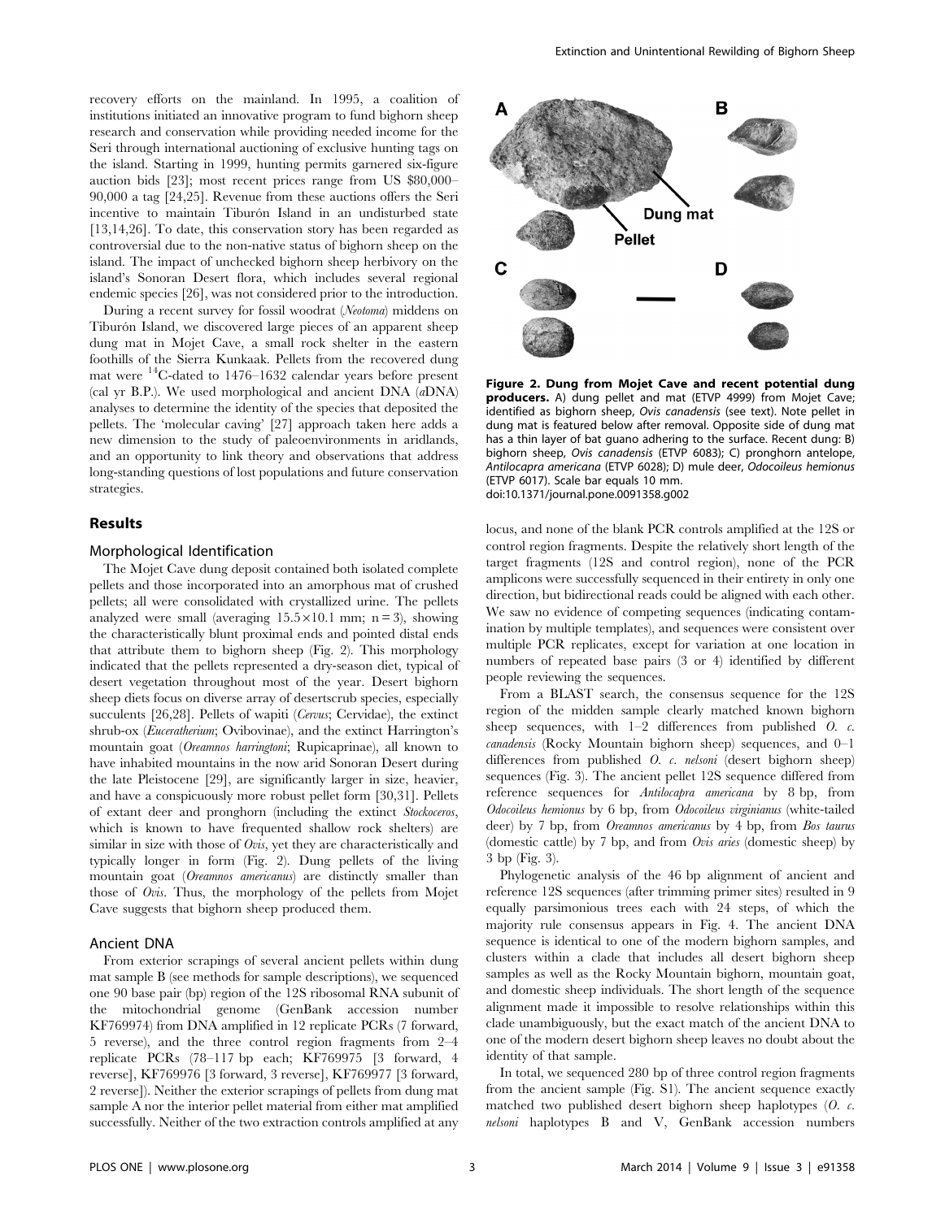recovery efforts on the mainland. In 1995, a coalition of institutions initiated an innovative program to fund bighorn sheep research and conservation while providing needed income for the Seri through international auctioning of exclusive hunting tags on the island. Starting in 1999, hunting permits garnered six-figure auction bids [23]; most recent prices range from US $80,000–90,000 a tag [24,25]. Revenue from these auctions offers the Seri incentive to maintain Tiburón Island in an undisturbed state [13,14,26]. To date, this conservation story has been regarded as controversial due to the non-native status of bighorn sheep on the island. The impact of unchecked bighorn sheep herbivory on the island's Sonoran Desert flora, which includes several regional endemic species [26], was not considered prior to the introduction.

During a recent survey for fossil woodrat (*Neotoma*) middens on Tiburón Island, we discovered large pieces of an apparent sheep dung mat in Mojet Cave, a small rock shelter in the eastern foothills of the Sierra Kunkaak. Pellets from the recovered dung mat were $^{14}$C-dated to 1476–1632 calendar years before present (cal yr B.P.). We used morphological and ancient DNA (*a*DNA) analyses to determine the identity of the species that deposited the pellets. The 'molecular caving' [27] approach taken here adds a new dimension to the study of paleoenvironments in aridlands, and an opportunity to link theory and observations that address long-standing questions of lost populations and future conservation strategies.

## Results

### Morphological Identification

The Mojet Cave dung deposit contained both isolated complete pellets and those incorporated into an amorphous mat of crushed pellets; all were consolidated with crystallized urine. The pellets analyzed were small (averaging $15.5 \times 10.1$ mm; n = 3), showing the characteristically blunt proximal ends and pointed distal ends that attribute them to bighorn sheep (Fig. 2). This morphology indicated that the pellets represented a dry-season diet, typical of desert vegetation throughout most of the year. Desert bighorn sheep diets focus on diverse array of desertscrub species, especially succulents [26,28]. Pellets of wapiti (*Cervus*; Cervidae), the extinct shrub-ox (*Euceratherium*; Ovibovinae), and the extinct Harrington's mountain goat (*Oreamnos harringtoni*; Rupicaprinae), all known to have inhabited mountains in the now arid Sonoran Desert during the late Pleistocene [29], are significantly larger in size, heavier, and have a conspicuously more robust pellet form [30,31]. Pellets of extant deer and pronghorn (including the extinct *Stockoceros*, which is known to have frequented shallow rock shelters) are similar in size with those of *Ovis*, yet they are characteristically and typically longer in form (Fig. 2). Dung pellets of the living mountain goat (*Oreamnos americanus*) are distinctly smaller than those of *Ovis*. Thus, the morphology of the pellets from Mojet Cave suggests that bighorn sheep produced them.

### Ancient DNA

From exterior scrapings of several ancient pellets within dung mat sample B (see methods for sample descriptions), we sequenced one 90 base pair (bp) region of the 12S ribosomal RNA subunit of the mitochondrial genome (GenBank accession number KF769974) from DNA amplified in 12 replicate PCRs (7 forward, 5 reverse), and the three control region fragments from 2–4 replicate PCRs (78–117 bp each; KF769975 [3 forward, 4 reverse], KF769976 [3 forward, 3 reverse], KF769977 [3 forward, 2 reverse]). Neither the exterior scrapings of pellets from dung mat sample A nor the interior pellet material from either mat amplified successfully. Neither of the two extraction controls amplified at any locus, and none of the blank PCR controls amplified at the 12S or control region fragments. Despite the relatively short length of the target fragments (12S and control region), none of the PCR amplicons were successfully sequenced in their entirety in only one direction, but bidirectional reads could be aligned with each other. We saw no evidence of competing sequences (indicating contamination by multiple templates), and sequences were consistent over multiple PCR replicates, except for variation at one location in numbers of repeated base pairs (3 or 4) identified by different people reviewing the sequences.

**Figure 2. Dung from Mojet Cave and recent potential dung producers.** A) dung pellet and mat (ETVP 4999) from Mojet Cave; identified as bighorn sheep, *Ovis canadensis* (see text). Note pellet in dung mat is featured below after removal. Opposite side of dung mat has a thin layer of bat guano adhering to the surface. Recent dung: B) bighorn sheep, *Ovis canadensis* (ETVP 6083); C) pronghorn antelope, *Antilocapra americana* (ETVP 6028); D) mule deer, *Odocoileus hemionus* (ETVP 6017). Scale bar equals 10 mm.
doi:10.1371/journal.pone.0091358.g002

From a BLAST search, the consensus sequence for the 12S region of the midden sample clearly matched known bighorn sheep sequences, with 1–2 differences from published *O. c. canadensis* (Rocky Mountain bighorn sheep) sequences, and 0–1 differences from published *O. c. nelsoni* (desert bighorn sheep) sequences (Fig. 3). The ancient pellet 12S sequence differed from reference sequences for *Antilocapra americana* by 8 bp, from *Odocoileus hemionus* by 6 bp, from *Odocoileus virginianus* (white-tailed deer) by 7 bp, from *Oreamnos americanus* by 4 bp, from *Bos taurus* (domestic cattle) by 7 bp, and from *Ovis aries* (domestic sheep) by 3 bp (Fig. 3).

Phylogenetic analysis of the 46 bp alignment of ancient and reference 12S sequences (after trimming primer sites) resulted in 9 equally parsimonious trees each with 24 steps, of which the majority rule consensus appears in Fig. 4. The ancient DNA sequence is identical to one of the modern bighorn samples, and clusters within a clade that includes all desert bighorn sheep samples as well as the Rocky Mountain bighorn, mountain goat, and domestic sheep individuals. The short length of the sequence alignment made it impossible to resolve relationships within this clade unambiguously, but the exact match of the ancient DNA to one of the modern desert bighorn sheep leaves no doubt about the identity of that sample.

In total, we sequenced 280 bp of three control region fragments from the ancient sample (Fig. S1). The ancient sequence exactly matched two published desert bighorn sheep haplotypes (*O. c. nelsoni* haplotypes B and V, GenBank accession numbers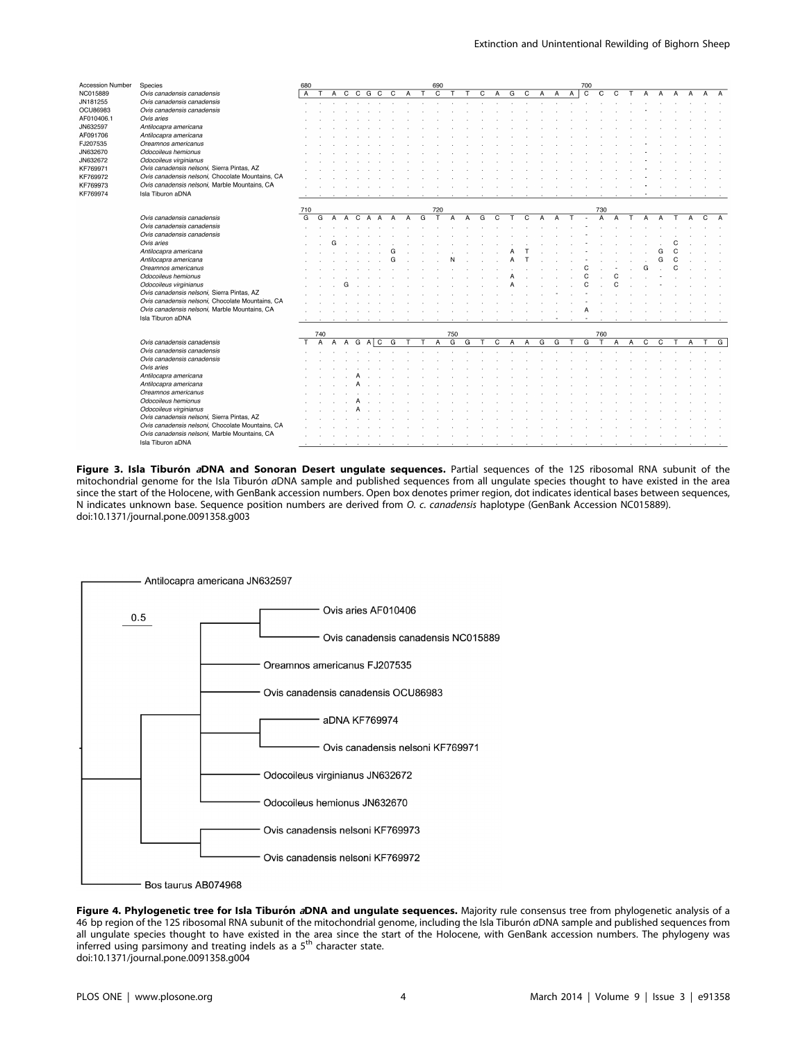**Figure 3. Isla Tiburón *a*DNA and Sonoran Desert ungulate sequences.** Partial sequences of the 12S ribosomal RNA subunit of the mitochondrial genome for the Isla Tiburón *a*DNA sample and published sequences from all ungulate species thought to have existed in the area since the start of the Holocene, with GenBank accession numbers. Open box denotes primer region, dot indicates identical bases between sequences, N indicates unknown base. Sequence position numbers are derived from *O. c. canadensis* haplotype (GenBank Accession NC015889).
doi:10.1371/journal.pone.0091358.g003

**Figure 4. Phylogenetic tree for Isla Tiburón *a*DNA and ungulate sequences.** Majority rule consensus tree from phylogenetic analysis of a 46 bp region of the 12S ribosomal RNA subunit of the mitochondrial genome, including the Isla Tiburón *a*DNA sample and published sequences from all ungulate species thought to have existed in the area since the start of the Holocene, with GenBank accession numbers. The phylogeny was inferred using parsimony and treating indels as a 5th character state.
doi:10.1371/journal.pone.0091358.g004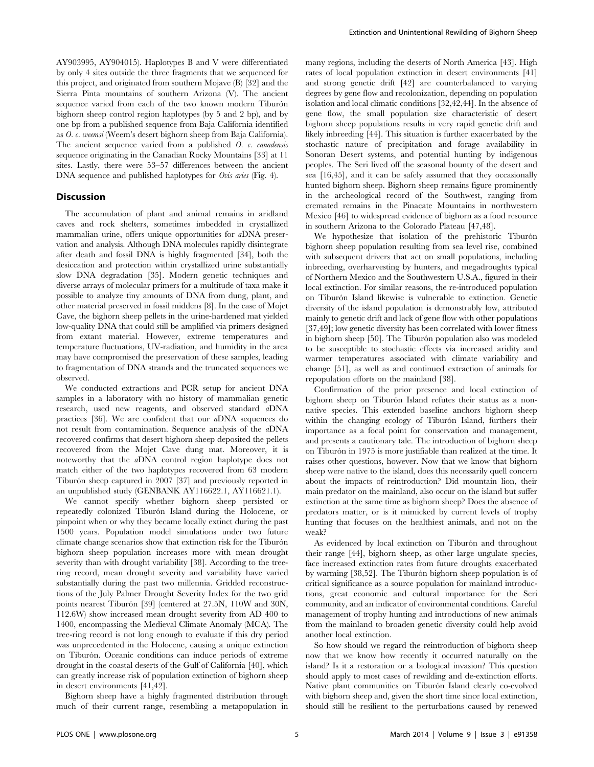AY903995, AY904015). Haplotypes B and V were differentiated by only 4 sites outside the three fragments that we sequenced for this project, and originated from southern Mojave (B) [32] and the Sierra Pinta mountains of southern Arizona (V). The ancient sequence varied from each of the two known modern Tiburón bighorn sheep control region haplotypes (by 5 and 2 bp), and by one bp from a published sequence from Baja California identified as *O. c. weemsi* (Weem's desert bighorn sheep from Baja California). The ancient sequence varied from a published *O. c. canadensis* sequence originating in the Canadian Rocky Mountains [33] at 11 sites. Lastly, there were 53–57 differences between the ancient DNA sequence and published haplotypes for *Ovis aries* (Fig. 4).

## Discussion

The accumulation of plant and animal remains in aridland caves and rock shelters, sometimes imbedded in crystallized mammalian urine, offers unique opportunities for *a*DNA preservation and analysis. Although DNA molecules rapidly disintegrate after death and fossil DNA is highly fragmented [34], both the desiccation and protection within crystallized urine substantially slow DNA degradation [35]. Modern genetic techniques and diverse arrays of molecular primers for a multitude of taxa make it possible to analyze tiny amounts of DNA from dung, plant, and other material preserved in fossil middens [8]. In the case of Mojet Cave, the bighorn sheep pellets in the urine-hardened mat yielded low-quality DNA that could still be amplified via primers designed from extant material. However, extreme temperatures and temperature fluctuations, UV-radiation, and humidity in the area may have compromised the preservation of these samples, leading to fragmentation of DNA strands and the truncated sequences we observed.

We conducted extractions and PCR setup for ancient DNA samples in a laboratory with no history of mammalian genetic research, used new reagents, and observed standard *a*DNA practices [36]. We are confident that our *a*DNA sequences do not result from contamination. Sequence analysis of the *a*DNA recovered confirms that desert bighorn sheep deposited the pellets recovered from the Mojet Cave dung mat. Moreover, it is noteworthy that the *a*DNA control region haplotype does not match either of the two haplotypes recovered from 63 modern Tiburón sheep captured in 2007 [37] and previously reported in an unpublished study (GENBANK AY116622.1, AY116621.1).

We cannot specify whether bighorn sheep persisted or repeatedly colonized Tiburón Island during the Holocene, or pinpoint when or why they became locally extinct during the past 1500 years. Population model simulations under two future climate change scenarios show that extinction risk for the Tiburón bighorn sheep population increases more with mean drought severity than with drought variability [38]. According to the tree-ring record, mean drought severity and variability have varied substantially during the past two millennia. Gridded reconstructions of the July Palmer Drought Severity Index for the two grid points nearest Tiburón [39] (centered at 27.5N, 110W and 30N, 112.6W) show increased mean drought severity from AD 400 to 1400, encompassing the Medieval Climate Anomaly (MCA). The tree-ring record is not long enough to evaluate if this dry period was unprecedented in the Holocene, causing a unique extinction on Tiburón. Oceanic conditions can induce periods of extreme drought in the coastal deserts of the Gulf of California [40], which can greatly increase risk of population extinction of bighorn sheep in desert environments [41,42].

Bighorn sheep have a highly fragmented distribution through much of their current range, resembling a metapopulation in many regions, including the deserts of North America [43]. High rates of local population extinction in desert environments [41] and strong genetic drift [42] are counterbalanced to varying degrees by gene flow and recolonization, depending on population isolation and local climatic conditions [32,42,44]. In the absence of gene flow, the small population size characteristic of desert bighorn sheep populations results in very rapid genetic drift and likely inbreeding [44]. This situation is further exacerbated by the stochastic nature of precipitation and forage availability in Sonoran Desert systems, and potential hunting by indigenous peoples. The Seri lived off the seasonal bounty of the desert and sea [16,45], and it can be safely assumed that they occasionally hunted bighorn sheep. Bighorn sheep remains figure prominently in the archeological record of the Southwest, ranging from cremated remains in the Pinacate Mountains in northwestern Mexico [46] to widespread evidence of bighorn as a food resource in southern Arizona to the Colorado Plateau [47,48].

We hypothesize that isolation of the prehistoric Tiburón bighorn sheep population resulting from sea level rise, combined with subsequent drivers that act on small populations, including inbreeding, overharvesting by hunters, and megadroughts typical of Northern Mexico and the Southwestern U.S.A., figured in their local extinction. For similar reasons, the re-introduced population on Tiburón Island likewise is vulnerable to extinction. Genetic diversity of the island population is demonstrably low, attributed mainly to genetic drift and lack of gene flow with other populations [37,49]; low genetic diversity has been correlated with lower fitness in bighorn sheep [50]. The Tiburón population also was modeled to be susceptible to stochastic effects via increased aridity and warmer temperatures associated with climate variability and change [51], as well as and continued extraction of animals for repopulation efforts on the mainland [38].

Confirmation of the prior presence and local extinction of bighorn sheep on Tiburón Island refutes their status as a non-native species. This extended baseline anchors bighorn sheep within the changing ecology of Tiburón Island, furthers their importance as a focal point for conservation and management, and presents a cautionary tale. The introduction of bighorn sheep on Tiburón in 1975 is more justifiable than realized at the time. It raises other questions, however. Now that we know that bighorn sheep were native to the island, does this necessarily quell concern about the impacts of reintroduction? Did mountain lion, their main predator on the mainland, also occur on the island but suffer extinction at the same time as bighorn sheep? Does the absence of predators matter, or is it mimicked by current levels of trophy hunting that focuses on the healthiest animals, and not on the weak?

As evidenced by local extinction on Tiburón and throughout their range [44], bighorn sheep, as other large ungulate species, face increased extinction rates from future droughts exacerbated by warming [38,52]. The Tiburón bighorn sheep population is of critical significance as a source population for mainland introductions, great economic and cultural importance for the Seri community, and an indicator of environmental conditions. Careful management of trophy hunting and introductions of new animals from the mainland to broaden genetic diversity could help avoid another local extinction.

So how should we regard the reintroduction of bighorn sheep now that we know how recently it occurred naturally on the island? Is it a restoration or a biological invasion? This question should apply to most cases of rewilding and de-extinction efforts. Native plant communities on Tiburón Island clearly co-evolved with bighorn sheep and, given the short time since local extinction, should still be resilient to the perturbations caused by renewed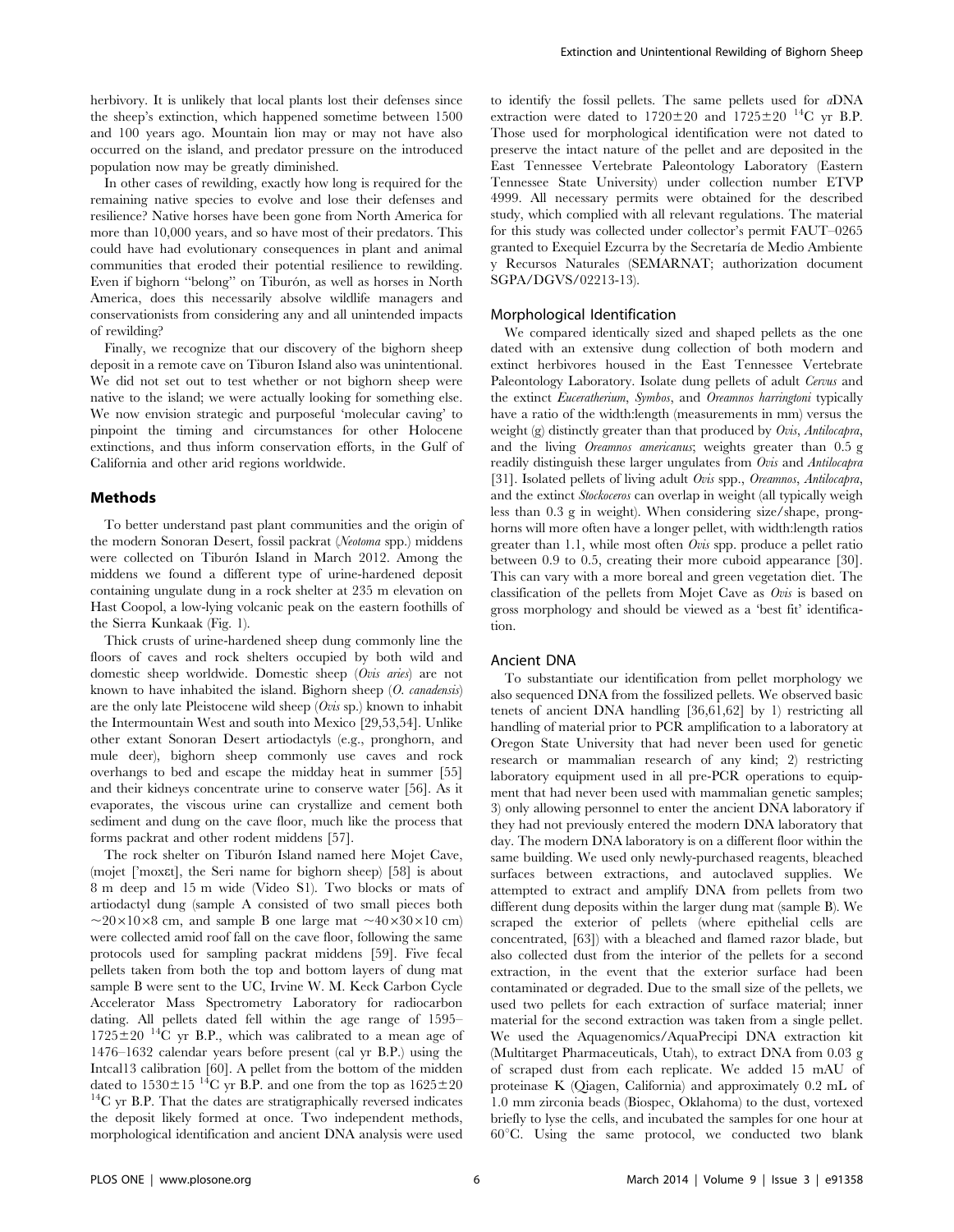herbivory. It is unlikely that local plants lost their defenses since the sheep's extinction, which happened sometime between 1500 and 100 years ago. Mountain lion may or may not have also occurred on the island, and predator pressure on the introduced population now may be greatly diminished.

In other cases of rewilding, exactly how long is required for the remaining native species to evolve and lose their defenses and resilience? Native horses have been gone from North America for more than 10,000 years, and so have most of their predators. This could have had evolutionary consequences in plant and animal communities that eroded their potential resilience to rewilding. Even if bighorn "belong" on Tiburón, as well as horses in North America, does this necessarily absolve wildlife managers and conservationists from considering any and all unintended impacts of rewilding?

Finally, we recognize that our discovery of the bighorn sheep deposit in a remote cave on Tiburon Island also was unintentional. We did not set out to test whether or not bighorn sheep were native to the island; we were actually looking for something else. We now envision strategic and purposeful 'molecular caving' to pinpoint the timing and circumstances for other Holocene extinctions, and thus inform conservation efforts, in the Gulf of California and other arid regions worldwide.

## Methods

To better understand past plant communities and the origin of the modern Sonoran Desert, fossil packrat (*Neotoma* spp.) middens were collected on Tiburón Island in March 2012. Among the middens we found a different type of urine-hardened deposit containing ungulate dung in a rock shelter at 235 m elevation on Hast Coopol, a low-lying volcanic peak on the eastern foothills of the Sierra Kunkaak (Fig. 1).

Thick crusts of urine-hardened sheep dung commonly line the floors of caves and rock shelters occupied by both wild and domestic sheep worldwide. Domestic sheep (*Ovis aries*) are not known to have inhabited the island. Bighorn sheep (*O. canadensis*) are the only late Pleistocene wild sheep (*Ovis* sp.) known to inhabit the Intermountain West and south into Mexico [29,53,54]. Unlike other extant Sonoran Desert artiodactyls (e.g., pronghorn, and mule deer), bighorn sheep commonly use caves and rock overhangs to bed and escape the midday heat in summer [55] and their kidneys concentrate urine to conserve water [56]. As it evaporates, the viscous urine can crystallize and cement both sediment and dung on the cave floor, much like the process that forms packrat and other rodent middens [57].

The rock shelter on Tiburón Island named here Mojet Cave, (mojet ['moxɛt], the Seri name for bighorn sheep) [58] is about 8 m deep and 15 m wide (Video S1). Two blocks or mats of artiodactyl dung (sample A consisted of two small pieces both ~20×10×8 cm, and sample B one large mat ~40×30×10 cm) were collected amid roof fall on the cave floor, following the same protocols used for sampling packrat middens [59]. Five fecal pellets taken from both the top and bottom layers of dung mat sample B were sent to the UC, Irvine W. M. Keck Carbon Cycle Accelerator Mass Spectrometry Laboratory for radiocarbon dating. All pellets dated fell within the age range of 1595–1725±20 $^{14}$C yr B.P., which was calibrated to a mean age of 1476–1632 calendar years before present (cal yr B.P.) using the Intcal13 calibration [60]. A pellet from the bottom of the midden dated to 1530±15 $^{14}$C yr B.P. and one from the top as 1625±20 $^{14}$C yr B.P. That the dates are stratigraphically reversed indicates the deposit likely formed at once. Two independent methods, morphological identification and ancient DNA analysis were used to identify the fossil pellets. The same pellets used for *a*DNA extraction were dated to 1720±20 and 1725±20 $^{14}$C yr B.P. Those used for morphological identification were not dated to preserve the intact nature of the pellet and are deposited in the East Tennessee Vertebrate Paleontology Laboratory (Eastern Tennessee State University) under collection number ETVP 4999. All necessary permits were obtained for the described study, which complied with all relevant regulations. The material for this study was collected under collector's permit FAUT–0265 granted to Exequiel Ezcurra by the Secretaría de Medio Ambiente y Recursos Naturales (SEMARNAT; authorization document SGPA/DGVS/02213-13).

### Morphological Identification

We compared identically sized and shaped pellets as the one dated with an extensive dung collection of both modern and extinct herbivores housed in the East Tennessee Vertebrate Paleontology Laboratory. Isolate dung pellets of adult *Cervus* and the extinct *Euceratherium*, *Symbos*, and *Oreamnos harringtoni* typically have a ratio of the width:length (measurements in mm) versus the weight (g) distinctly greater than that produced by *Ovis*, *Antilocapra*, and the living *Oreamnos americanus*; weights greater than 0.5 g readily distinguish these larger ungulates from *Ovis* and *Antilocapra* [31]. Isolated pellets of living adult *Ovis* spp., *Oreamnos*, *Antilocapra*, and the extinct *Stockoceros* can overlap in weight (all typically weigh less than 0.3 g in weight). When considering size/shape, pronghorns will more often have a longer pellet, with width:length ratios greater than 1.1, while most often *Ovis* spp. produce a pellet ratio between 0.9 to 0.5, creating their more cuboid appearance [30]. This can vary with a more boreal and green vegetation diet. The classification of the pellets from Mojet Cave as *Ovis* is based on gross morphology and should be viewed as a 'best fit' identification.

### Ancient DNA

To substantiate our identification from pellet morphology we also sequenced DNA from the fossilized pellets. We observed basic tenets of ancient DNA handling [36,61,62] by 1) restricting all handling of material prior to PCR amplification to a laboratory at Oregon State University that had never been used for genetic research or mammalian research of any kind; 2) restricting laboratory equipment used in all pre-PCR operations to equipment that had never been used with mammalian genetic samples; 3) only allowing personnel to enter the ancient DNA laboratory if they had not previously entered the modern DNA laboratory that day. The modern DNA laboratory is on a different floor within the same building. We used only newly-purchased reagents, bleached surfaces between extractions, and autoclaved supplies. We attempted to extract and amplify DNA from pellets from two different dung deposits within the larger dung mat (sample B). We scraped the exterior of pellets (where epithelial cells are concentrated, [63]) with a bleached and flamed razor blade, but also collected dust from the interior of the pellets for a second extraction, in the event that the exterior surface had been contaminated or degraded. Due to the small size of the pellets, we used two pellets for each extraction of surface material; inner material for the second extraction was taken from a single pellet. We used the Aquagenomics/AquaPrecipi DNA extraction kit (Multitarget Pharmaceuticals, Utah), to extract DNA from 0.03 g of scraped dust from each replicate. We added 15 mAU of proteinase K (Qiagen, California) and approximately 0.2 mL of 1.0 mm zirconia beads (Biospec, Oklahoma) to the dust, vortexed briefly to lyse the cells, and incubated the samples for one hour at 60°C. Using the same protocol, we conducted two blank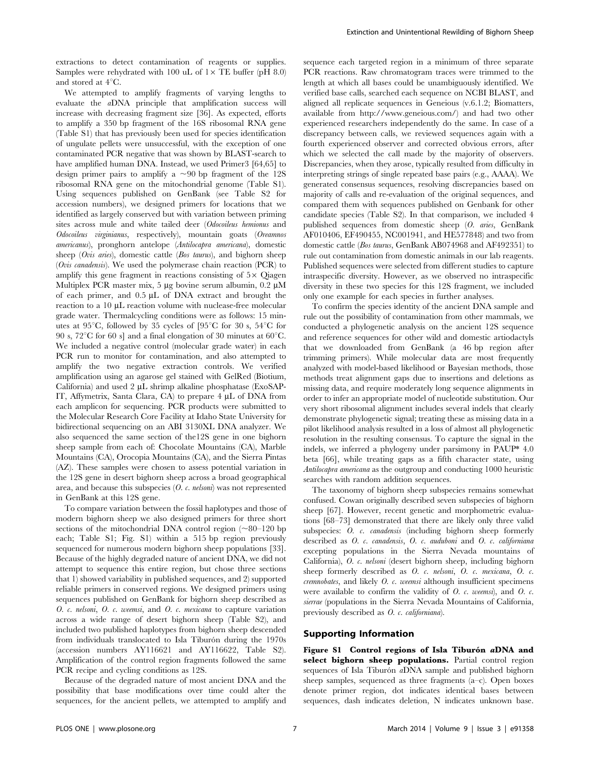extractions to detect contamination of reagents or supplies. Samples were rehydrated with 100 uL of 1× TE buffer (pH 8.0) and stored at 4°C.

We attempted to amplify fragments of varying lengths to evaluate the *a*DNA principle that amplification success will increase with decreasing fragment size [36]. As expected, efforts to amplify a 350 bp fragment of the 16S ribosomal RNA gene (Table S1) that has previously been used for species identification of ungulate pellets were unsuccessful, with the exception of one contaminated PCR negative that was shown by BLAST-search to have amplified human DNA. Instead, we used Primer3 [64,65] to design primer pairs to amplify a ~90 bp fragment of the 12S ribosomal RNA gene on the mitochondrial genome (Table S1). Using sequences published on GenBank (see Table S2 for accession numbers), we designed primers for locations that we identified as largely conserved but with variation between priming sites across mule and white tailed deer (*Odocoileus hemionus* and *Odocoileus virginianus*, respectively), mountain goats (*Oreamnos americanus*), pronghorn antelope (*Antilocapra americana*), domestic sheep (*Ovis aries*), domestic cattle (*Bos taurus*), and bighorn sheep (*Ovis canadensis*). We used the polymerase chain reaction (PCR) to amplify this gene fragment in reactions consisting of 5× Qiagen Multiplex PCR master mix, 5 µg bovine serum albumin, 0.2 µM of each primer, and 0.5 µL of DNA extract and brought the reaction to a 10 µL reaction volume with nuclease-free molecular grade water. Thermalcycling conditions were as follows: 15 minutes at 95°C, followed by 35 cycles of [95°C for 30 s, 54°C for 90 s, 72°C for 60 s] and a final elongation of 30 minutes at 60°C. We included a negative control (molecular grade water) in each PCR run to monitor for contamination, and also attempted to amplify the two negative extraction controls. We verified amplification using an agarose gel stained with GelRed (Biotium, California) and used 2 µL shrimp alkaline phosphatase (ExoSAP-IT, Affymetrix, Santa Clara, CA) to prepare 4 µL of DNA from each amplicon for sequencing. PCR products were submitted to the Molecular Research Core Facility at Idaho State University for bidirectional sequencing on an ABI 3130XL DNA analyzer. We also sequenced the same section of the12S gene in one bighorn sheep sample from each of: Chocolate Mountains (CA), Marble Mountains (CA), Orocopia Mountains (CA), and the Sierra Pintas (AZ). These samples were chosen to assess potential variation in the 12S gene in desert bighorn sheep across a broad geographical area, and because this subspecies (*O. c. nelsoni*) was not represented in GenBank at this 12S gene.

To compare variation between the fossil haplotypes and those of modern bighorn sheep we also designed primers for three short sections of the mitochondrial DNA control region (~80–120 bp each; Table S1; Fig. S1) within a 515 bp region previously sequenced for numerous modern bighorn sheep populations [33]. Because of the highly degraded nature of ancient DNA, we did not attempt to sequence this entire region, but chose three sections that 1) showed variability in published sequences, and 2) supported reliable primers in conserved regions. We designed primers using sequences published on GenBank for bighorn sheep described as *O. c. nelsoni*, *O. c. weemsi*, and *O. c. mexicana* to capture variation across a wide range of desert bighorn sheep (Table S2), and included two published haplotypes from bighorn sheep descended from individuals translocated to Isla Tiburón during the 1970s (accession numbers AY116621 and AY116622, Table S2). Amplification of the control region fragments followed the same PCR recipe and cycling conditions as 12S.

Because of the degraded nature of most ancient DNA and the possibility that base modifications over time could alter the sequences, for the ancient pellets, we attempted to amplify and sequence each targeted region in a minimum of three separate PCR reactions. Raw chromatogram traces were trimmed to the length at which all bases could be unambiguously identified. We verified base calls, searched each sequence on NCBI BLAST, and aligned all replicate sequences in Geneious (v.6.1.2; Biomatters, available from http://www.geneious.com/) and had two other experienced researchers independently do the same. In case of a discrepancy between calls, we reviewed sequences again with a fourth experienced observer and corrected obvious errors, after which we selected the call made by the majority of observers. Discrepancies, when they arose, typically resulted from difficulty in interpreting strings of single repeated base pairs (e.g., AAAA). We generated consensus sequences, resolving discrepancies based on majority of calls and re-evaluation of the original sequences, and compared them with sequences published on Genbank for other candidate species (Table S2). In that comparison, we included 4 published sequences from domestic sheep (*O. aries*, GenBank AF010406, EF490455, NC001941, and HE577848) and two from domestic cattle (*Bos taurus*, GenBank AB074968 and AF492351) to rule out contamination from domestic animals in our lab reagents. Published sequences were selected from different studies to capture intraspecific diversity. However, as we observed no intraspecific diversity in these two species for this 12S fragment, we included only one example for each species in further analyses.

To confirm the species identity of the ancient DNA sample and rule out the possibility of contamination from other mammals, we conducted a phylogenetic analysis on the ancient 12S sequence and reference sequences for other wild and domestic artiodactyls that we downloaded from GenBank (a 46 bp region after trimming primers). While molecular data are most frequently analyzed with model-based likelihood or Bayesian methods, those methods treat alignment gaps due to insertions and deletions as missing data, and require moderately long sequence alignments in order to infer an appropriate model of nucleotide substitution. Our very short ribosomal alignment includes several indels that clearly demonstrate phylogenetic signal; treating these as missing data in a pilot likelihood analysis resulted in a loss of almost all phylogenetic resolution in the resulting consensus. To capture the signal in the indels, we inferred a phylogeny under parsimony in PAUP* 4.0 beta [66], while treating gaps as a fifth character state, using *Antilocapra americana* as the outgroup and conducting 1000 heuristic searches with random addition sequences.

The taxonomy of bighorn sheep subspecies remains somewhat confused. Cowan originally described seven subspecies of bighorn sheep [67]. However, recent genetic and morphometric evaluations [68–73] demonstrated that there are likely only three valid subspecies: *O. c. canadensis* (including bighorn sheep formerly described as *O. c. canadensis*, *O. c. auduboni* and *O. c. californiana* excepting populations in the Sierra Nevada mountains of California), *O. c. nelsoni* (desert bighorn sheep, including bighorn sheep formerly described as *O. c. nelsoni*, *O. c. mexicana*, *O. c. cremnobates*, and likely *O. c. weemsi* although insufficient specimens were available to confirm the validity of *O. c. weemsi*), and *O. c. sierrae* (populations in the Sierra Nevada Mountains of California, previously described as *O. c. californiana*).

## Supporting Information

**Figure S1 Control regions of Isla Tiburón *a*DNA and select bighorn sheep populations.** Partial control region sequences of Isla Tiburón *a*DNA sample and published bighorn sheep samples, sequenced as three fragments (a–c). Open boxes denote primer region, dot indicates identical bases between sequences, dash indicates deletion, N indicates unknown base.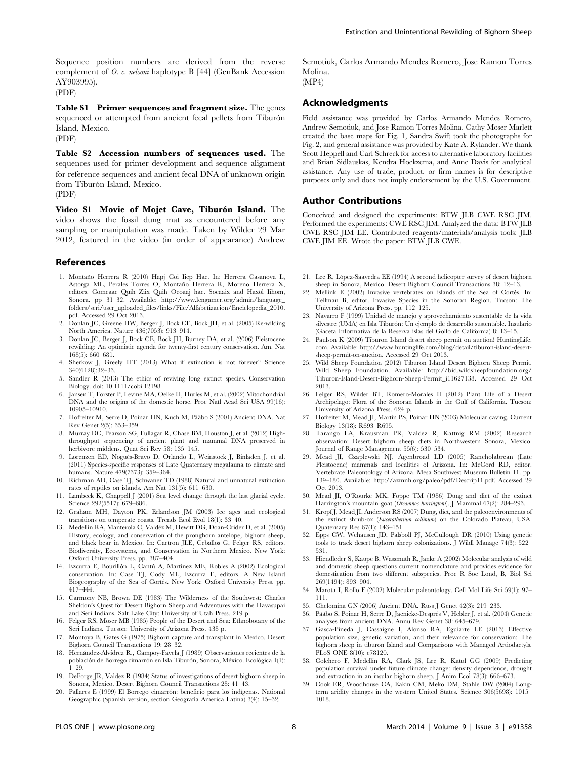Sequence position numbers are derived from the reverse complement of *O. c. nelsoni* haplotype B [44] (GenBank Accession AY903995).
(PDF)

**Table S1 Primer sequences and fragment size.** The genes sequenced or attempted from ancient fecal pellets from Tiburón Island, Mexico.
(PDF)

**Table S2 Accession numbers of sequences used.** The sequences used for primer development and sequence alignment for reference sequences and ancient fecal DNA of unknown origin from Tiburón Island, Mexico.
(PDF)

**Video S1 Movie of Mojet Cave, Tiburón Island.** The video shows the fossil dung mat as encountered before any sampling or manipulation was made. Taken by Wilder 29 Mar 2012, featured in the video (in order of appearance) Andrew Semotiuk, Carlos Armando Mendes Romero, Jose Ramon Torres Molina.
(MP4)

## Acknowledgments

Field assistance was provided by Carlos Armando Mendes Romero, Andrew Semotiuk, and Jose Ramon Torres Molina. Cathy Moser Marlett created the base maps for Fig. 1, Sandra Swift took the photographs for Fig. 2, and general assistance was provided by Kate A. Rylander. We thank Scott Heppell and Carl Schreck for access to alternative laboratory facilities and Brian Sidlauskas, Kendra Hoekzema, and Anne Davis for analytical assistance. Any use of trade, product, or firm names is for descriptive purposes only and does not imply endorsement by the U.S. Government.

## Author Contributions

Conceived and designed the experiments: BTW JLB CWE RSC JIM. Performed the experiments: CWE RSC JIM. Analyzed the data: BTW JLB CWE RSC JIM EE. Contributed reagents/materials/analysis tools: JLB CWE JIM EE. Wrote the paper: BTW JLB CWE.

## References

1. Montaño Herrera R (2010) Hapj Coi Iicp Hac. In: Herrera Casanova L, Astorga ML, Perales Torres O, Montaño Herrera R, Moreno Herrera X, editors. Comcaac Quih Ziix Quih Ocoaaj hac. Socaaix and Haxöl Iihom, Sonora. pp 31–32. Available: http://www.lengamer.org/admin/language_folders/seri/user_uploaded_files/links/File/Alfabetizacion/Enciclopedia_2010.pdf. Accessed 29 Oct 2013.
2. Donlan JC, Greene HW, Berger J, Bock CE, Bock JH, et al. (2005) Re-wilding North America. Nature 436(7053): 913–914.
3. Donlan JC, Berger J, Bock CE, Bock JH, Burney DA, et al. (2006) Pleistocene rewilding: An optimistic agenda for twenty-first century conservation. Am. Nat 168(5): 660–681.
4. Sherkow J, Greely HT (2013) What if extinction is not forever? Science 340(6128):32–33.
5. Sandler R (2013) The ethics of reviving long extinct species. Conservation Biology. doi: 10.1111/cobi.12198
6. Jansen T, Forster P, Levine MA, Oelke H, Hurles M, et al. (2002) Mitochondrial DNA and the origins of the domestic horse. Proc Natl Acad Sci USA 99(16): 10905–10910.
7. Hofreiter M, Serre D, Poinar HN, Kuch M, Pääbo S (2001) Ancient DNA. Nat Rev Genet 2(5): 353–359.
8. Murray DC, Pearson SG, Fullagar R, Chase BM, Houston J, et al. (2012) High-throughput sequencing of ancient plant and mammal DNA preserved in herbivore middens. Quat Sci Rev 58: 135–145.
9. Lorenzen ED, Nogués-Bravo D, Orlando L, Weinstock J, Binladen J, et al. (2011) Species-specific responses of Late Quaternary megafauna to climate and humans. Nature 479(7373): 359–364.
10. Richman AD, Case TJ, Schwaner TD (1988) Natural and unnatural extinction rates of reptiles on islands. Am Nat 131(5): 611–630.
11. Lambeck K, Chappell J (2001) Sea level change through the last glacial cycle. Science 292(5517): 679–686.
12. Graham MH, Dayton PK, Erlandson JM (2003) Ice ages and ecological transitions on temperate coasts. Trends Ecol Evol 18(1): 33–40.
13. Medellín RA, Manterola C, Valdéz M, Hewitt DG, Doan-Crider D, et al. (2005) History, ecology, and conservation of the pronghorn antelope, bighorn sheep, and black bear in Mexico. In: Cartron JLE, Ceballos G, Felger RS, editors. Biodiversity, Ecosystems, and Conservation in Northern Mexico. New York: Oxford University Press. pp. 387–404.
14. Ezcurra E, Bourillón L, Cantú A, Martínez ME, Robles A (2002) Ecological conservation. In: Case TJ, Cody ML, Ezcurra E, editors. A New Island Biogeography of the Sea of Cortés. New York: Oxford University Press. pp. 417–444.
15. Carmony NB, Brown DE (1983) The Wilderness of the Southwest: Charles Sheldon's Quest for Desert Bighorn Sheep and Adventures with the Havasupai and Seri Indians. Salt Lake City: University of Utah Press. 219 p.
16. Felger RS, Moser MB (1985) People of the Desert and Sea: Ethnobotany of the Seri Indians. Tucson: University of Arizona Press. 438 p.
17. Montoya B, Gates G (1975) Bighorn capture and transplant in Mexico. Desert Bighorn Council Transactions 19: 28–32.
18. Hernández-Alvídrez R., Campoy-Favela J (1989) Observaciones recientes de la población de Borrego cimarrón en Isla Tiburón, Sonora, México. Ecológica 1(1): 1–29.
19. DeForge JR, Valdez R (1984) Status of investigations of desert bighorn sheep in Sonora, Mexico. Desert Bighorn Council Transactions 28: 41–43.
20. Pallares E (1999) El Borrego cimarrón: beneficio para los indígenas. National Geographic (Spanish version, section Geografía America Latina) 3(4): 15–32.
21. Lee R, López-Saavedra EE (1994) A second helicopter survey of desert bighorn sheep in Sonora, Mexico. Desert Bighorn Council Transactions 38: 12–13.
22. Mellink E (2002) Invasive vertebrates on islands of the Sea of Cortés. In: Tellman B, editor. Invasive Species in the Sonoran Region. Tucson: The University of Arizona Press. pp. 112–125.
23. Navarro F (1999) Unidad de manejo y aprovechamiento sustentable de la vida silvestre (UMA) en Isla Tiburón: Un ejemplo de desarrollo sustentable. Insulario (Gaceta Informativa de la Reserva islas del Golfo de California) 8: 13–15.
24. Paulson K (2009) Tiburon Island desert sheep permit on auction! HuntingLife.com. Available: http://www.huntinglife.com/blog/detail/tiburon-island-desert-sheep-permit-on-auction. Accessed 29 Oct 2013.
25. Wild Sheep Foundation (2012) Tiburon Island Desert Bighorn Sheep Permit. Wild Sheep Foundation. Available: http://bid.wildsheepfoundation.org/Tiburon-Island-Desert-Bighorn-Sheep-Permit_i11627138. Accessed 29 Oct 2013.
26. Felger RS, Wilder BT, Romero-Morales H (2012) Plant Life of a Desert Archipelago: Flora of the Sonoran Islands in the Gulf of California. Tucson: University of Arizona Press. 624 p.
27. Hofreiter M, Mead JI, Martin PS, Poinar HN (2003) Molecular caving. Current Biology 13(18): R693–R695.
28. Tarango LA, Krausman PR, Valdez R, Kattnig RM (2002) Research observation: Desert bighorn sheep diets in Northwestern Sonora, Mexico. Journal of Range Management 55(6): 530–534.
29. Mead JI, Czaplewski NJ, Agenbroad LD (2005) Rancholabrean (Late Pleistocene) mammals and localities of Arizona. In: McCord RD, editor. Vertebrate Paleontology of Arizona. Mesa Southwest Museum Bulletin 11. pp. 139–180. Available: http://azmnh.org/paleo/pdf/Descrip11.pdf. Accessed 29 Oct 2013.
30. Mead JI, O'Rourke MK, Foppe TM (1986) Dung and diet of the extinct Harrington's mountain goat (*Oreamnos harringtoni*). J Mammal 67(2): 284–293.
31. Kropf J, Mead JI, Anderson RS (2007) Dung, diet, and the paleoenvironments of the extinct shrub-ox (*Euceratherium collinum*) on the Colorado Plateau, USA. Quaternary Res 67(1): 143–151.
32. Epps CW, Wehausen JD, Palsboll PJ, McCullough DR (2010) Using genetic tools to track desert bighorn sheep colonizations. J Wildl Manage 74(3): 522–531.
33. Hiendleder S, Kaupe B, Wassmuth R, Janke A (2002) Molecular analysis of wild and domestic sheep questions current nomenclature and provides evidence for domestication from two different subspecies. Proc R Soc Lond, B, Biol Sci 269(1494): 893–904.
34. Marota I, Rollo F (2002) Molecular paleontology. Cell Mol Life Sci 59(1): 97–111.
35. Chelomina GN (2006) Ancient DNA. Russ J Genet 42(3): 219–233.
36. Pääbo S, Poinar H, Serre D, Jaenicke-Després V, Hebler J, et al. (2004) Genetic analyses from ancient DNA. Annu Rev Genet 38: 645–679.
37. Gasca-Pineda J, Cassaigne I, Alonso RA, Eguiarte LE (2013) Effective population size, genetic variation, and their relevance for conservation: The bighorn sheep in tiburon Island and Comparisons with Managed Artiodactyls. PLoS ONE 8(10): e78120.
38. Colchero F, Medellín RA, Clark JS, Lee R, Katul GG (2009) Predicting population survival under future climate change: density dependence, drought and extraction in an insular bighorn sheep. J Anim Ecol 78(3): 666–673.
39. Cook ER, Woodhouse CA, Eakin CM, Meko DM, Stahle DW (2004) Long-term aridity changes in the western United States. Science 306(5698): 1015–1018.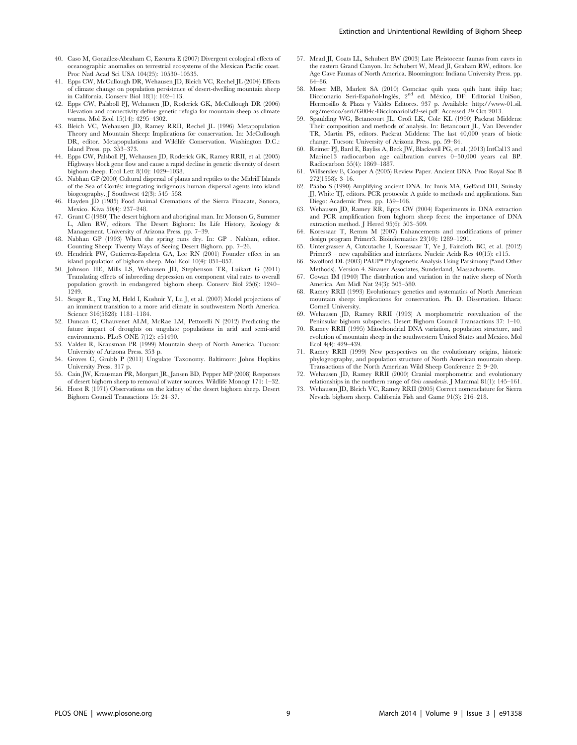40. Caso M, González-Abraham C, Ezcurra E (2007) Divergent ecological effects of oceanographic anomalies on terrestrial ecosystems of the Mexican Pacific coast. Proc Natl Acad Sci USA 104(25): 10530–10535.
41. Epps CW, McCullough DR, Wehausen JD, Bleich VC, Rechel JL (2004) Effects of climate change on population persistence of desert-dwelling mountain sheep in California. Conserv Biol 18(1): 102–113.
42. Epps CW, Palsboll PJ, Wehausen JD, Roderick GK, McCullough DR (2006) Elevation and connectivity define genetic refugia for mountain sheep as climate warms. Mol Ecol 15(14): 4295–4302.
43. Bleich VC, Wehausen JD, Ramey RRII, Rechel JL (1996) Metapopulation Theory and Mountain Sheep: Implications for conservation. In: McCullough DR, editor. Metapopulations and Wildlife Conservation. Washington D.C.: Island Press. pp. 353–373.
44. Epps CW, Palsboll PJ, Wehausen JD, Roderick GK, Ramey RRII, et al. (2005) Highways block gene flow and cause a rapid decline in genetic diversity of desert bighorn sheep. Ecol Lett 8(10): 1029–1038.
45. Nabhan GP (2000) Cultural dispersal of plants and reptiles to the Midriff Islands of the Sea of Cortés: integrating indigenous human dispersal agents into island biogeography. J Southwest 42(3): 545–558.
46. Hayden JD (1985) Food Animal Cremations of the Sierra Pinacate, Sonora, Mexico. Kiva 50(4): 237–248.
47. Grant C (1980) The desert bighorn and aboriginal man. In: Monson G, Summer L, Allen RW, editors. The Desert Bighorn: Its Life History, Ecology & Management. University of Arizona Press. pp. 7–39.
48. Nabhan GP (1993) When the spring runs dry. In: GP . Nabhan, editor. Counting Sheep: Twenty Ways of Seeing Desert Bighorn. pp. 7–26.
49. Hendrick PW, Gutierrez-Espeleta GA, Lee RN (2001) Founder effect in an island population of bighorn sheep. Mol Ecol 10(4): 851–857.
50. Johnson HE, Mills LS, Wehausen JD, Stephenson TR, Luikart G (2011) Translating effects of inbreeding depression on component vital rates to overall population growth in endangered bighorn sheep. Conserv Biol 25(6): 1240–1249.
51. Seager R., Ting M, Held I, Kushnir Y, Lu J, et al. (2007) Model projections of an imminent transition to a more arid climate in southwestern North America. Science 316(5828): 1181–1184.
52. Duncan C, Chauvenet ALM, McRae LM, Pettorelli N (2012) Predicting the future impact of droughts on ungulate populations in arid and semi-arid environments. PLoS ONE 7(12): e51490.
53. Valdez R, Krausman PR (1999) Mountain sheep of North America. Tucson: University of Arizona Press. 353 p.
54. Groves C, Grubb P (2011) Ungulate Taxonomy. Baltimore: Johns Hopkins University Press. 317 p.
55. Cain JW, Krausman PR, Morgart JR, Jansen BD, Pepper MP (2008) Responses of desert bighorn sheep to removal of water sources. Wildlife Monogr 171: 1–32.
56. Horst R (1971) Observations on the kidney of the desert bighorn sheep. Desert Bighorn Council Transactions 15: 24–37.
57. Mead JI, Coats LL, Schubert BW (2003) Late Pleistocene faunas from caves in the eastern Grand Canyon. In: Schubert W, Mead JI, Graham RW, editors. Ice Age Cave Faunas of North America. Bloomington: Indiana University Press. pp. 64–86.
58. Moser MB, Marlett SA (2010) Comcáac quih yaza quih hant ihiip hac; Diccionario Seri-Español-Inglés, 2nd ed. México, DF: Editorial UniSon, Hermosillo & Plaza y Váldés Editores. 937 p. Available: http://www-01.sil.org/mexico/seri/G004c-DiccionarioEd2-sei.pdf. Accessed 29 Oct 2013.
59. Spaulding WG, Betancourt JL, Croft LK, Cole KL (1990) Packrat Middens: Their composition and methods of analysis. In: Betancourt JL, Van Devender TR, Martin PS, editors. Packrat Middens: The last 40,000 years of biotic change. Tucson: University of Arizona Press. pp. 59–84.
60. Reimer PJ, Bard E, Bayliss A, Beck JW, Blackwell PG, et al. (2013) IntCal13 and Marine13 radiocarbon age calibration curves 0–50,000 years cal BP. Radiocarbon 55(4): 1869–1887.
61. Willserslev E, Cooper A (2005) Review Paper. Ancient DNA. Proc Royal Soc B 272(1558): 3–16.
62. Pääbo S (1990) Amplifying ancient DNA. In: Innis MA, Gelfand DH, Sninsky JJ, White TJ, editors. PCR protocols: A guide to methods and applications. San Diego: Academic Press. pp. 159–166.
63. Wehausen JD, Ramey RR, Epps CW (2004) Experiments in DNA extraction and PCR amplification from bighorn sheep feces: the importance of DNA extraction method. J Hered 95(6): 503–509.
64. Koressaar T, Remm M (2007) Enhancements and modifications of primer design program Primer3. Bioinformatics 23(10): 1289–1291.
65. Untergrasser A, Cutcutache I, Koressaar T, Ye J, Faircloth BC, et al. (2012) Primer3 – new capabilities and interfaces. Nucleic Acids Res 40(15): e115.
66. Swofford DL (2003) PAUP* Phylogenetic Analysis Using Parsimony (*and Other Methods). Version 4. Sinauer Associates, Sunderland, Massachusetts.
67. Cowan IM (1940) The distribution and variation in the native sheep of North America. Am Midl Nat 24(3): 505–580.
68. Ramey RRII (1993) Evolutionary genetics and systematics of North American mountain sheep: implications for conservation. Ph. D. Dissertation. Ithaca: Cornell University.
69. Wehausen JD, Ramey RRII (1993) A morphometric reevaluation of the Peninsular bighorn subspecies. Desert Bighorn Council Transactions 37: 1–10.
70. Ramey RRII (1995) Mitochondrial DNA variation, population structure, and evolution of mountain sheep in the southwestern United States and Mexico. Mol Ecol 4(4): 429–439.
71. Ramey RRII (1999) New perspectives on the evolutionary origins, historic phylogeography, and population structure of North American mountain sheep. Transactions of the North American Wild Sheep Conference 2: 9–20.
72. Wehausen JD, Ramey RRII (2000) Cranial morphometric and evolutionary relationships in the northern range of *Ovis canadensis*. J Mammal 81(1): 145–161.
73. Wehausen JD, Bleich VC, Ramey RRII (2005) Correct nomenclature for Sierra Nevada bighorn sheep. California Fish and Game 91(3): 216–218.